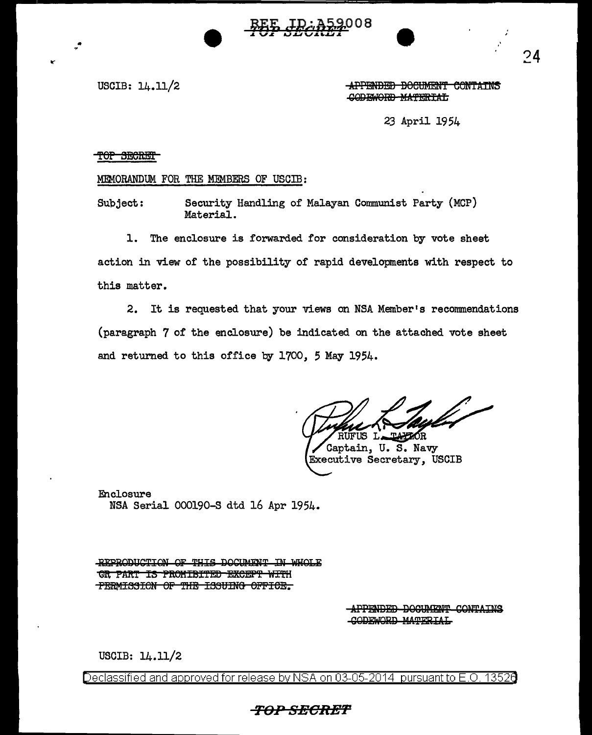USCIB: 14.11/2

~~APPENDED DOCUMENT CONTAINS CODEWORD MATERIAL~~

23 April 1954

~~TOP SECRET~~

MEMORANDUM FOR THE MEMBERS OF USCIB:

Subject: Security Handling of Malayan Communist Party (MCP) Material.

1. The enclosure is forwarded for consideration by vote sheet action in view of the possibility of rapid developments with respect to this matter.

2. It is requested that your views on NSA Member's recommendations (paragraph 7 of the enclosure) be indicated on the attached vote sheet and returned to this office by 1700, 5 May 1954.

RUFUS L. TAYLOR
Captain, U. S. Navy
Executive Secretary, USCIB

Enclosure
NSA Serial 000190-S dtd 16 Apr 1954.

~~REPRODUCTION OF THIS DOCUMENT IN WHOLE OR PART IS PROHIBITED EXCEPT WITH PERMISSION OF THE ISSUING OFFICE.~~

~~APPENDED DOCUMENT CONTAINS CODEWORD MATERIAL~~

USCIB: 14.11/2

Declassified and approved for release by NSA on 03-05-2014 pursuant to E.O. 13526

**TOP SECRET**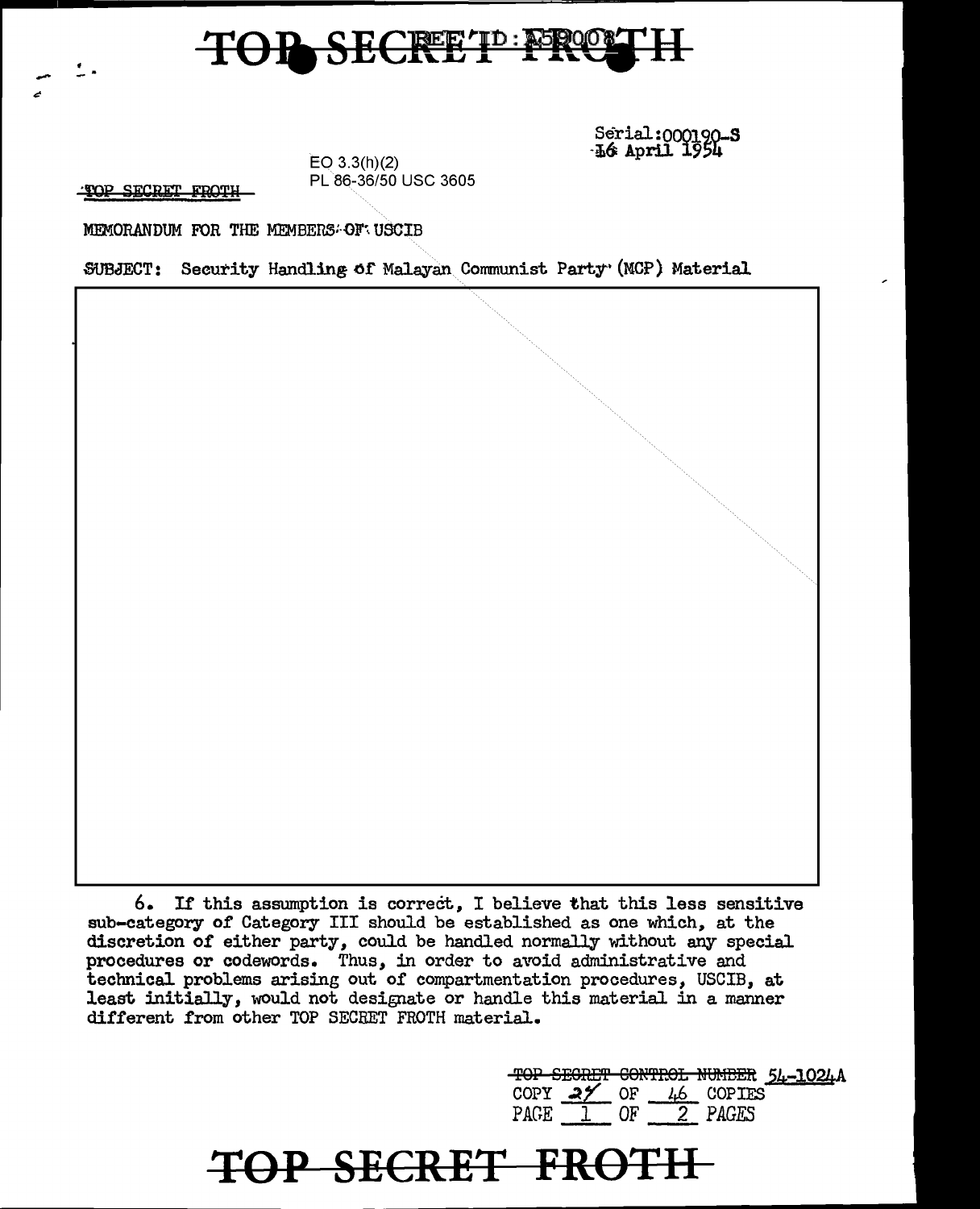Serial:000190-S
16 April 1954

EO 3.3(h)(2)
PL 86-36/50 USC 3605

~~TOP SECRET FROTH~~

MEMORANDUM FOR THE MEMBERS OF USCIB

SUBJECT: Security Handling of Malayan Communist Party (MCP) Material

6. If this assumption is correct, I believe that this less sensitive sub-category of Category III should be established as one which, at the discretion of either party, could be handled normally without any special procedures or codewords. Thus, in order to avoid administrative and technical problems arising out of compartmentation procedures, USCIB, at least initially, would not designate or handle this material in a manner different from other TOP SECRET FROTH material.

~~TOP SECRET CONTROL NUMBER~~ 54-1024A
COPY 27 OF 46 COPIES
PAGE 1 OF 2 PAGES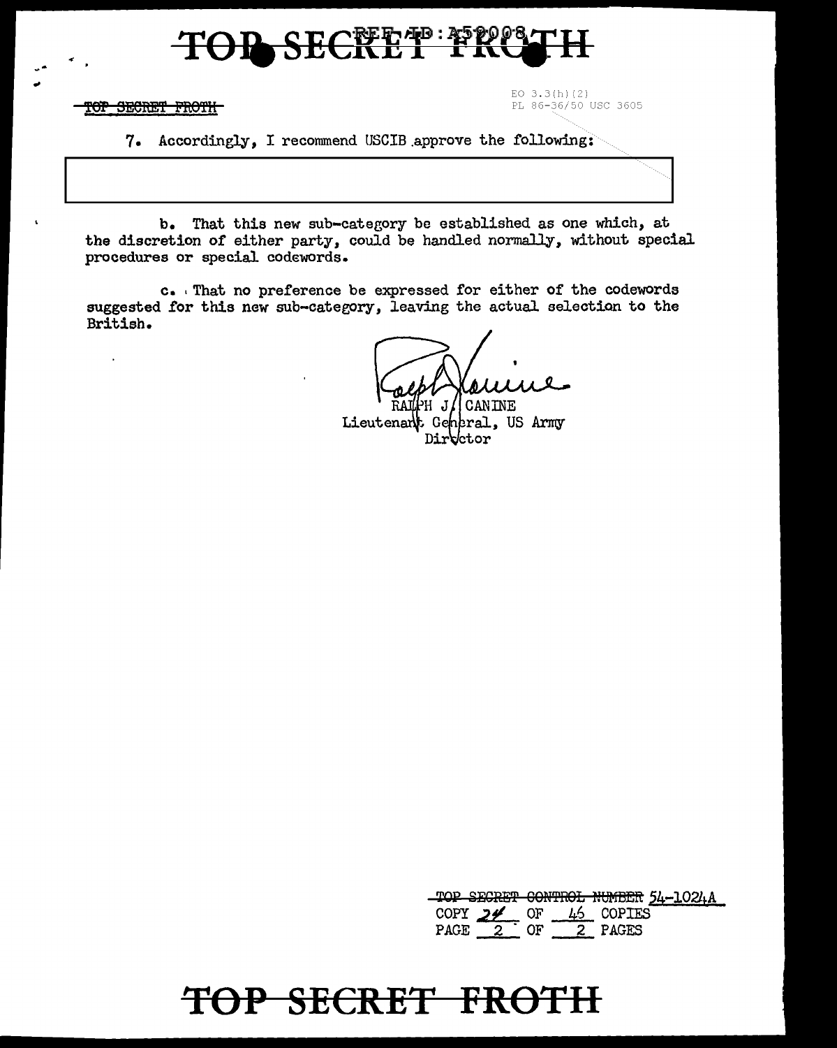TOP SECRET FROTH

EO 3.3(h)(2)
PL 86-36/50 USC 3605

7. Accordingly, I recommend USCIB approve the following:

b. That this new sub-category be established as one which, at the discretion of either party, could be handled normally, without special procedures or special codewords.

c. That no preference be expressed for either of the codewords suggested for this new sub-category, leaving the actual selection to the British.

RALPH J. CANINE
Lieutenant General, US Army
Director

~~TOP SECRET CONTROL NUMBER~~ 54-1024A
COPY 24 OF 46 COPIES
PAGE 2 OF 2 PAGES

TOP SECRET FROTH